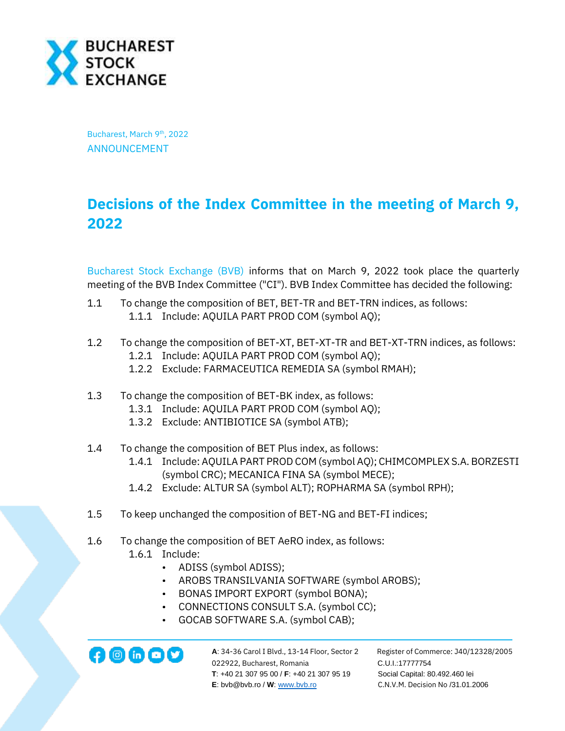Bucharest, March 9th, 2022

ANNOUNCEMENT

# Decisions of the Index Committee in the meeting of March 9, 2022

Bucharest Stock Exchange (BVB) informs that on March 9, 2022 took place the quarterly meeting of the BVB Index Committee ("CI"). BVB Index Committee has decided the following:

1.1 To change the composition of BET, BET-TR and BET-TRN indices, as follows:
   - 1.1.1 Include: AQUILA PART PROD COM (symbol AQ);

1.2 To change the composition of BET-XT, BET-XT-TR and BET-XT-TRN indices, as follows:
   - 1.2.1 Include: AQUILA PART PROD COM (symbol AQ);
   - 1.2.2 Exclude: FARMACEUTICA REMEDIA SA (symbol RMAH);

1.3 To change the composition of BET-BK index, as follows:
   - 1.3.1 Include: AQUILA PART PROD COM (symbol AQ);
   - 1.3.2 Exclude: ANTIBIOTICE SA (symbol ATB);

1.4 To change the composition of BET Plus index, as follows:
   - 1.4.1 Include: AQUILA PART PROD COM (symbol AQ); CHIMCOMPLEX S.A. BORZESTI (symbol CRC); MECANICA FINA SA (symbol MECE);
   - 1.4.2 Exclude: ALTUR SA (symbol ALT); ROPHARMA SA (symbol RPH);

1.5 To keep unchanged the composition of BET-NG and BET-FI indices;

1.6 To change the composition of BET AeRO index, as follows:
   - 1.6.1 Include:
     - ADISS (symbol ADISS);
     - AROBS TRANSILVANIA SOFTWARE (symbol AROBS);
     - BONAS IMPORT EXPORT (symbol BONA);
     - CONNECTIONS CONSULT S.A. (symbol CC);
     - GOCAB SOFTWARE S.A. (symbol CAB);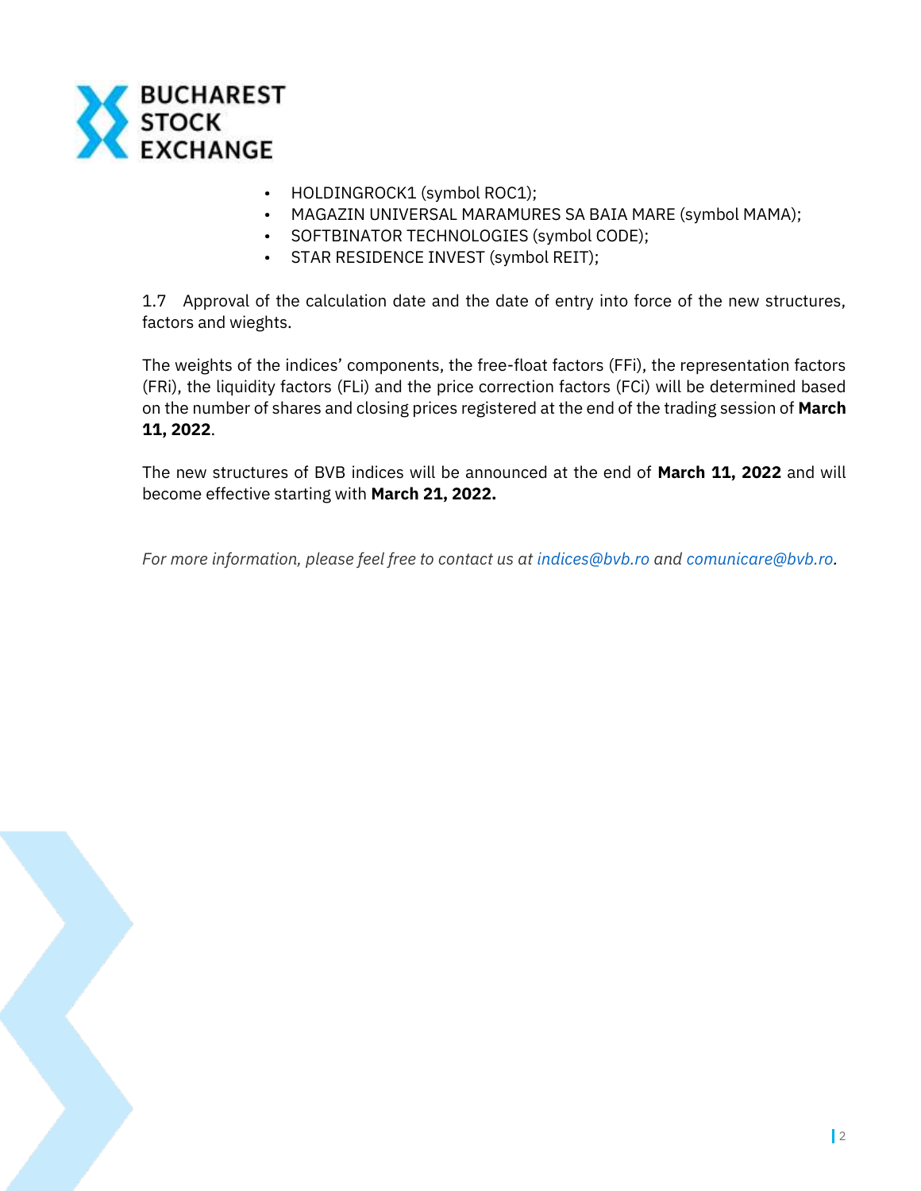- HOLDINGROCK1 (symbol ROC1);
- MAGAZIN UNIVERSAL MARAMURES SA BAIA MARE (symbol MAMA);
- SOFTBINATOR TECHNOLOGIES (symbol CODE);
- STAR RESIDENCE INVEST (symbol REIT);

1.7 Approval of the calculation date and the date of entry into force of the new structures, factors and wieghts.

The weights of the indices' components, the free-float factors (FFi), the representation factors (FRi), the liquidity factors (FLi) and the price correction factors (FCi) will be determined based on the number of shares and closing prices registered at the end of the trading session of **March 11, 2022**.

The new structures of BVB indices will be announced at the end of **March 11, 2022** and will become effective starting with **March 21, 2022.**

*For more information, please feel free to contact us at indices@bvb.ro and comunicare@bvb.ro.*